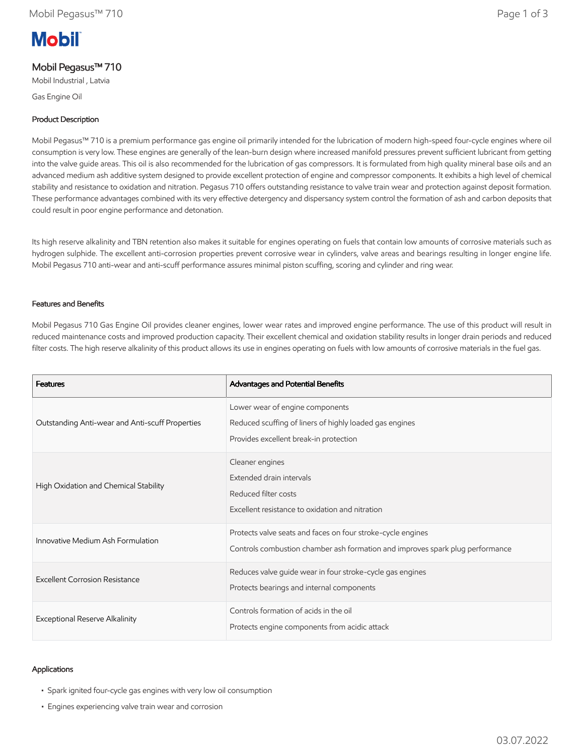# Mobil Pegasus™ 710

Mobil Industrial , Latvia

Gas Engine Oil

## Product Description

Mobil Pegasus™ 710 is a premium performance gas engine oil primarily intended for the lubrication of modern high-speed four-cycle engines where oil consumption is very low. These engines are generally of the lean-burn design where increased manifold pressures prevent sufficient lubricant from getting into the valve guide areas. This oil is also recommended for the lubrication of gas compressors. It is formulated from high quality mineral base oils and an advanced medium ash additive system designed to provide excellent protection of engine and compressor components. It exhibits a high level of chemical stability and resistance to oxidation and nitration. Pegasus 710 offers outstanding resistance to valve train wear and protection against deposit formation. These performance advantages combined with its very effective detergency and dispersancy system control the formation of ash and carbon deposits that could result in poor engine performance and detonation.

Its high reserve alkalinity and TBN retention also makes it suitable for engines operating on fuels that contain low amounts of corrosive materials such as hydrogen sulphide. The excellent anti-corrosion properties prevent corrosive wear in cylinders, valve areas and bearings resulting in longer engine life. Mobil Pegasus 710 anti-wear and anti-scuff performance assures minimal piston scuffing, scoring and cylinder and ring wear.

## Features and Benefits

Mobil Pegasus 710 Gas Engine Oil provides cleaner engines, lower wear rates and improved engine performance. The use of this product will result in reduced maintenance costs and improved production capacity. Their excellent chemical and oxidation stability results in longer drain periods and reduced filter costs. The high reserve alkalinity of this product allows its use in engines operating on fuels with low amounts of corrosive materials in the fuel gas.

| Features | Advantages and Potential Benefits |
|---|---|
| Outstanding Anti-wear and Anti-scuff Properties | Lower wear of engine components<br>Reduced scuffing of liners of highly loaded gas engines<br>Provides excellent break-in protection |
| High Oxidation and Chemical Stability | Cleaner engines<br>Extended drain intervals<br>Reduced filter costs<br>Excellent resistance to oxidation and nitration |
| Innovative Medium Ash Formulation | Protects valve seats and faces on four stroke-cycle engines<br>Controls combustion chamber ash formation and improves spark plug performance |
| Excellent Corrosion Resistance | Reduces valve guide wear in four stroke-cycle gas engines<br>Protects bearings and internal components |
| Exceptional Reserve Alkalinity | Controls formation of acids in the oil<br>Protects engine components from acidic attack |

## Applications

- Spark ignited four-cycle gas engines with very low oil consumption
- Engines experiencing valve train wear and corrosion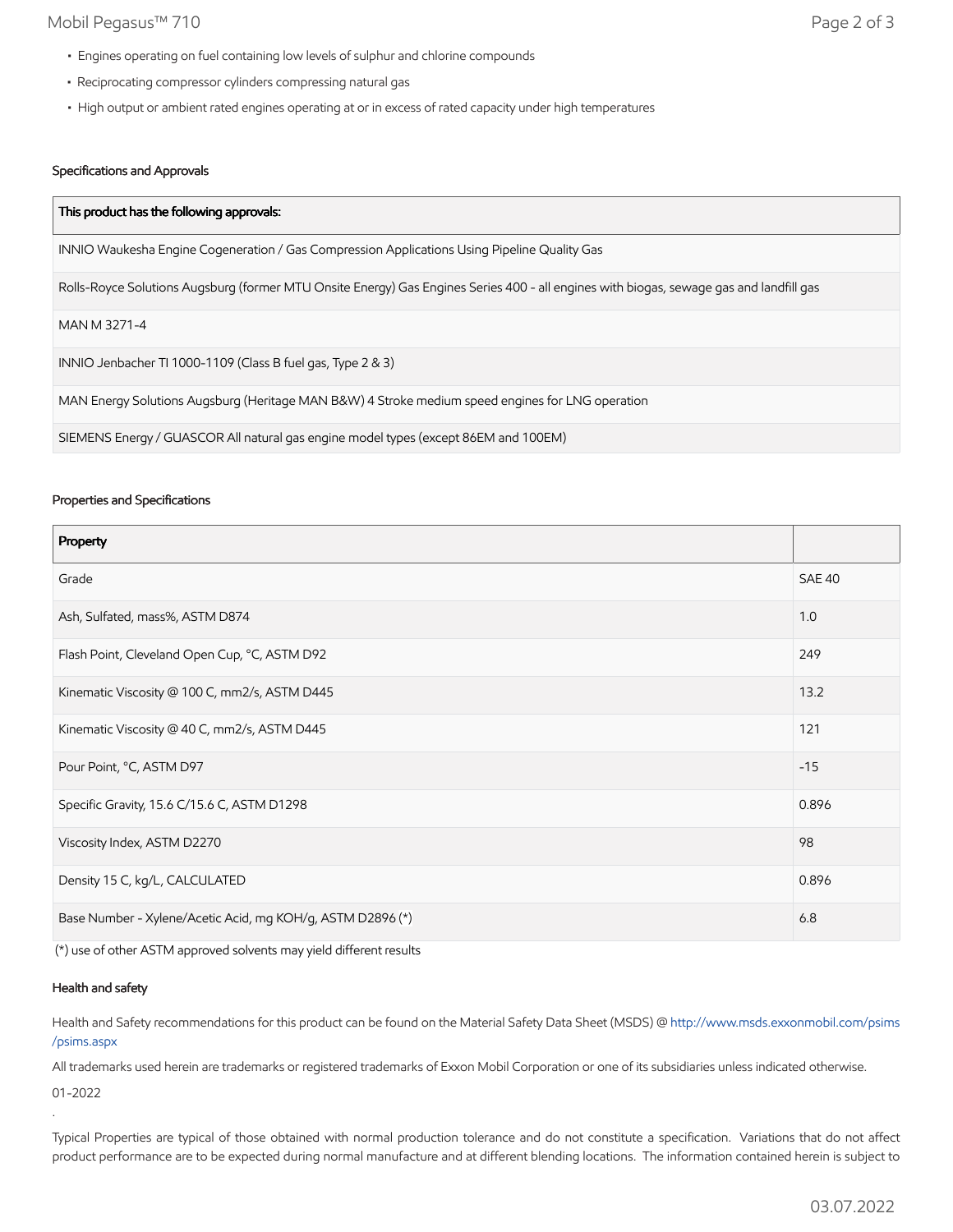- Engines operating on fuel containing low levels of sulphur and chlorine compounds
- Reciprocating compressor cylinders compressing natural gas
- High output or ambient rated engines operating at or in excess of rated capacity under high temperatures

### Specifications and Approvals

| This product has the following approvals: |
|---|
| INNIO Waukesha Engine Cogeneration / Gas Compression Applications Using Pipeline Quality Gas |
| Rolls-Royce Solutions Augsburg (former MTU Onsite Energy) Gas Engines Series 400 - all engines with biogas, sewage gas and landfill gas |
| MAN M 3271-4 |
| INNIO Jenbacher TI 1000-1109 (Class B fuel gas, Type 2 & 3) |
| MAN Energy Solutions Augsburg (Heritage MAN B&W) 4 Stroke medium speed engines for LNG operation |
| SIEMENS Energy / GUASCOR All natural gas engine model types (except 86EM and 100EM) |

### Properties and Specifications

| Property | |
|---|---|
| Grade | SAE 40 |
| Ash, Sulfated, mass%, ASTM D874 | 1.0 |
| Flash Point, Cleveland Open Cup, °C, ASTM D92 | 249 |
| Kinematic Viscosity @ 100 C, mm2/s, ASTM D445 | 13.2 |
| Kinematic Viscosity @ 40 C, mm2/s, ASTM D445 | 121 |
| Pour Point, °C, ASTM D97 | -15 |
| Specific Gravity, 15.6 C/15.6 C, ASTM D1298 | 0.896 |
| Viscosity Index, ASTM D2270 | 98 |
| Density 15 C, kg/L, CALCULATED | 0.896 |
| Base Number - Xylene/Acetic Acid, mg KOH/g, ASTM D2896 (*) | 6.8 |

(*) use of other ASTM approved solvents may yield different results

### Health and safety

Health and Safety recommendations for this product can be found on the Material Safety Data Sheet (MSDS) @ http://www.msds.exxonmobil.com/psims/psims.aspx

All trademarks used herein are trademarks or registered trademarks of Exxon Mobil Corporation or one of its subsidiaries unless indicated otherwise.

01-2022

.

Typical Properties are typical of those obtained with normal production tolerance and do not constitute a specification. Variations that do not affect product performance are to be expected during normal manufacture and at different blending locations. The information contained herein is subject to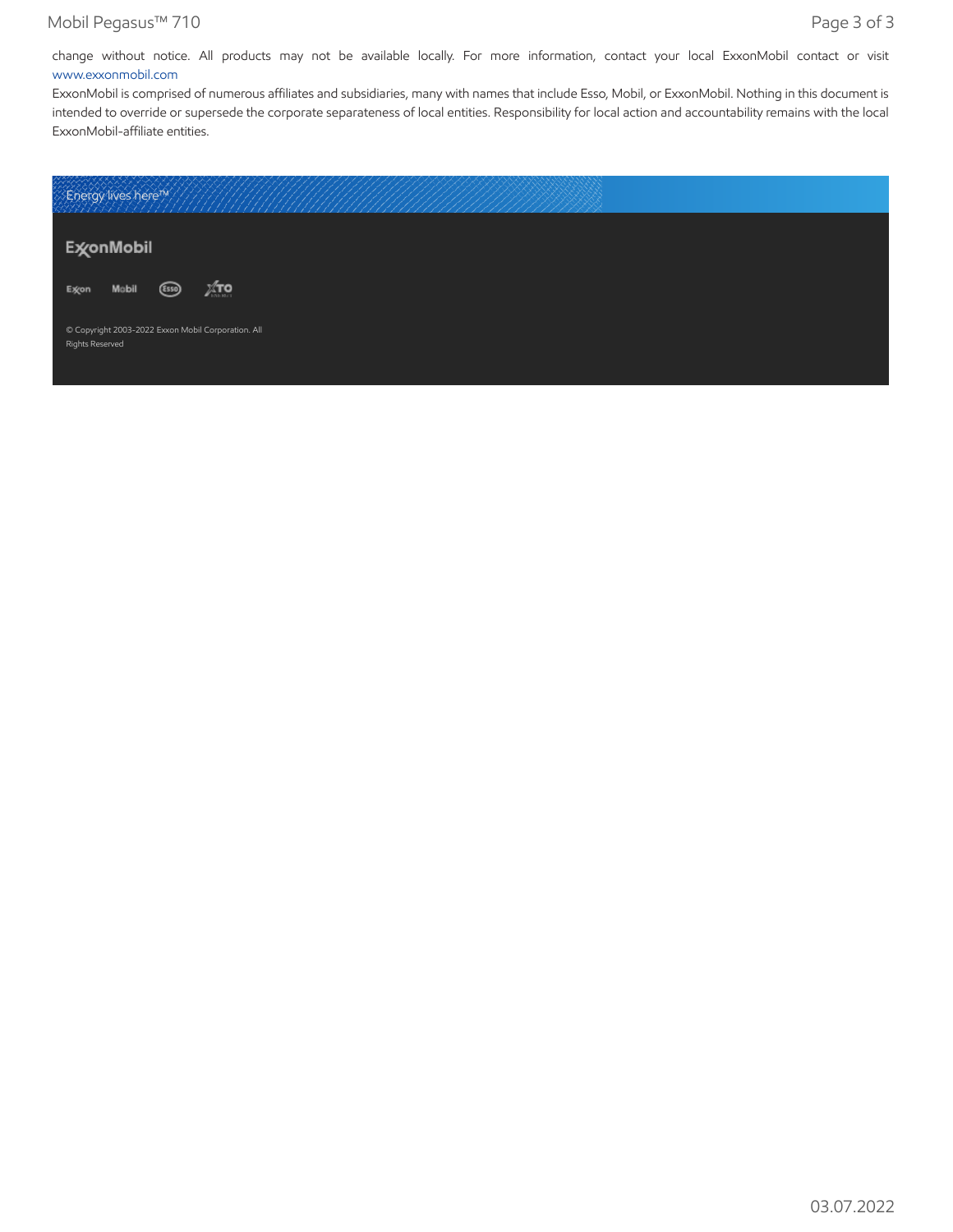change without notice. All products may not be available locally. For more information, contact your local ExxonMobil contact or visit www.exxonmobil.com

ExxonMobil is comprised of numerous affiliates and subsidiaries, many with names that include Esso, Mobil, or ExxonMobil. Nothing in this document is intended to override or supersede the corporate separateness of local entities. Responsibility for local action and accountability remains with the local ExxonMobil-affiliate entities.

Energy lives here™

ExxonMobil

Exxon Mobil Esso XTO

© Copyright 2003-2022 Exxon Mobil Corporation. All Rights Reserved